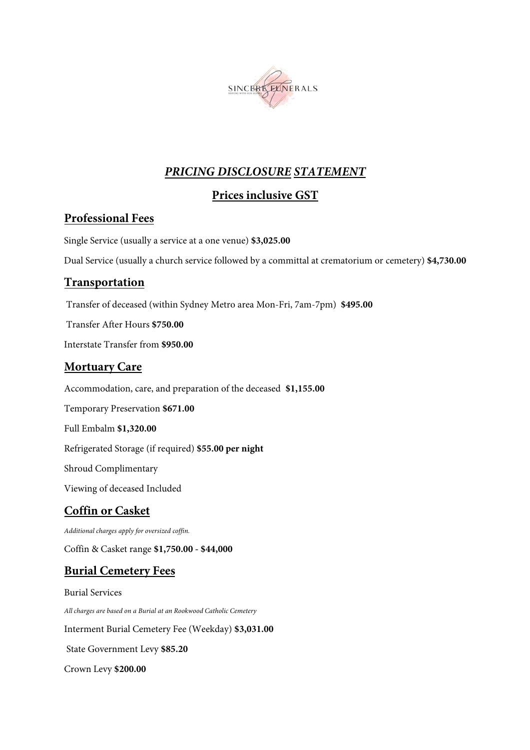SINCERE FUNERALS

SERVING WITH OUR HEARTS

# ***PRICING DISCLOSURE STATEMENT***

## Prices inclusive GST

## Professional Fees

Single Service (usually a service at a one venue) **$3,025.00**

Dual Service (usually a church service followed by a committal at crematorium or cemetery) **$4,730.00**

## Transportation

Transfer of deceased (within Sydney Metro area Mon-Fri, 7am-7pm) **$495.00**

Transfer After Hours **$750.00**

Interstate Transfer from **$950.00**

## Mortuary Care

Accommodation, care, and preparation of the deceased **$1,155.00**

Temporary Preservation **$671.00**

Full Embalm **$1,320.00**

Refrigerated Storage (if required) **$55.00 per night**

Shroud Complimentary

Viewing of deceased Included

## Coffin or Casket

*Additional charges apply for oversized coffin.*

Coffin & Casket range **$1,750.00 - $44,000**

## Burial Cemetery Fees

Burial Services

*All charges are based on a Burial at an Rookwood Catholic Cemetery*

Interment Burial Cemetery Fee (Weekday) **$3,031.00**

State Government Levy **$85.20**

Crown Levy **$200.00**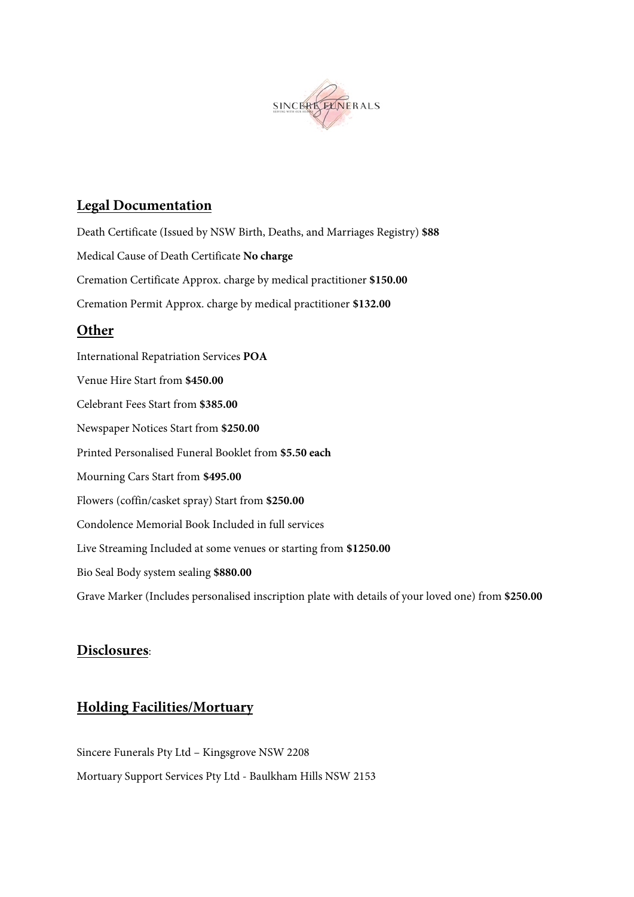## Legal Documentation

Death Certificate (Issued by NSW Birth, Deaths, and Marriages Registry) **$88**

Medical Cause of Death Certificate **No charge**

Cremation Certificate Approx. charge by medical practitioner **$150.00**

Cremation Permit Approx. charge by medical practitioner **$132.00**

## Other

International Repatriation Services **POA**

Venue Hire Start from **$450.00**

Celebrant Fees Start from **$385.00**

Newspaper Notices Start from **$250.00**

Printed Personalised Funeral Booklet from **$5.50 each**

Mourning Cars Start from **$495.00**

Flowers (coffin/casket spray) Start from **$250.00**

Condolence Memorial Book Included in full services

Live Streaming Included at some venues or starting from **$1250.00**

Bio Seal Body system sealing **$880.00**

Grave Marker (Includes personalised inscription plate with details of your loved one) from **$250.00**

## Disclosures:

## Holding Facilities/Mortuary

Sincere Funerals Pty Ltd – Kingsgrove NSW 2208

Mortuary Support Services Pty Ltd - Baulkham Hills NSW 2153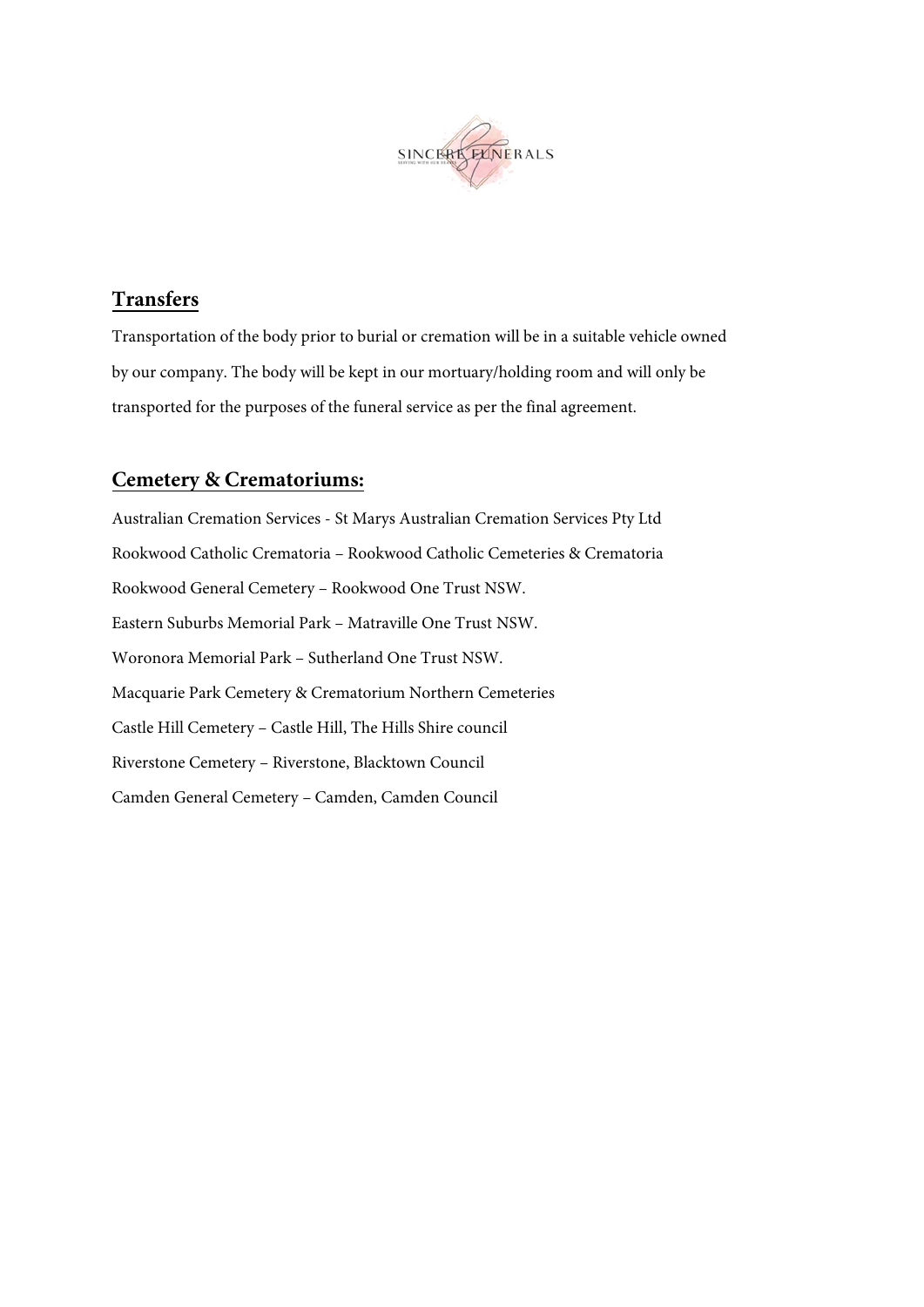## Transfers

Transportation of the body prior to burial or cremation will be in a suitable vehicle owned by our company. The body will be kept in our mortuary/holding room and will only be transported for the purposes of the funeral service as per the final agreement.

## Cemetery & Crematoriums:

Australian Cremation Services - St Marys Australian Cremation Services Pty Ltd

Rookwood Catholic Crematoria – Rookwood Catholic Cemeteries & Crematoria

Rookwood General Cemetery – Rookwood One Trust NSW.

Eastern Suburbs Memorial Park – Matraville One Trust NSW.

Woronora Memorial Park – Sutherland One Trust NSW.

Macquarie Park Cemetery & Crematorium Northern Cemeteries

Castle Hill Cemetery – Castle Hill, The Hills Shire council

Riverstone Cemetery – Riverstone, Blacktown Council

Camden General Cemetery – Camden, Camden Council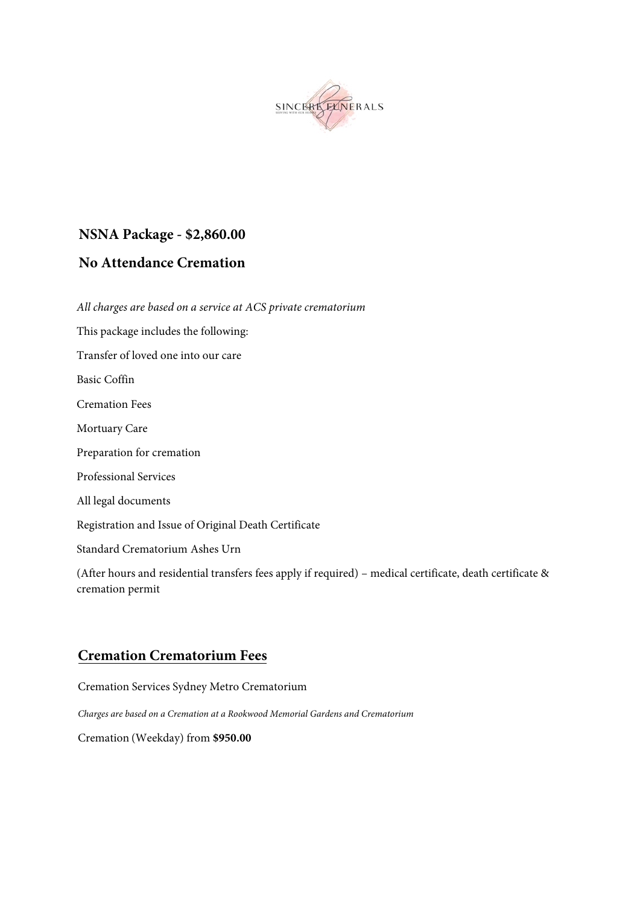**NSNA Package - $2,860.00**

**No Attendance Cremation**

*All charges are based on a service at ACS private crematorium*

This package includes the following:

Transfer of loved one into our care

Basic Coffin

Cremation Fees

Mortuary Care

Preparation for cremation

Professional Services

All legal documents

Registration and Issue of Original Death Certificate

Standard Crematorium Ashes Urn

(After hours and residential transfers fees apply if required) – medical certificate, death certificate & cremation permit

## Cremation Crematorium Fees

Cremation Services Sydney Metro Crematorium

*Charges are based on a Cremation at a Rookwood Memorial Gardens and Crematorium*

Cremation (Weekday) from **$950.00**